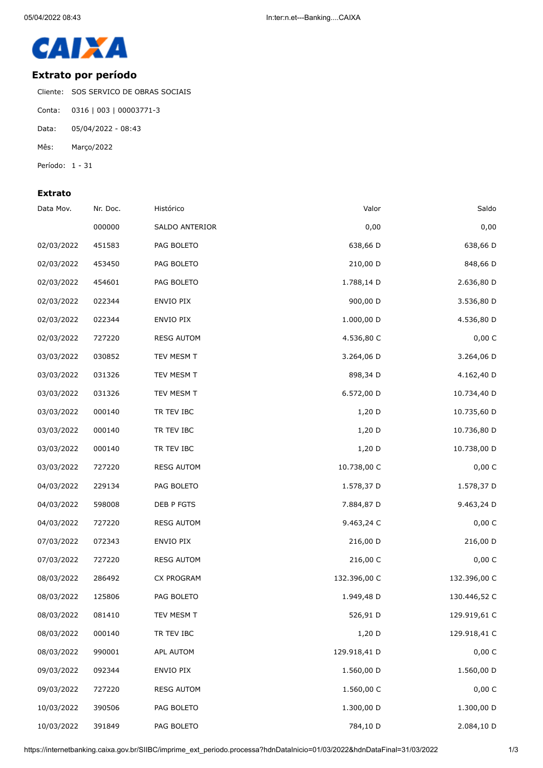CAIXA

## Extrato por período

Cliente: SOS SERVICO DE OBRAS SOCIAIS

Conta: 0316 | 003 | 00003771-3

Data: 05/04/2022 - 08:43

Mês: Março/2022

Período: 1 - 31

### Extrato

| Data Mov. | Nr. Doc. | Histórico | Valor | Saldo |
|---|---|---|---|---|
| | 000000 | SALDO ANTERIOR | 0,00 | 0,00 |
| 02/03/2022 | 451583 | PAG BOLETO | 638,66 D | 638,66 D |
| 02/03/2022 | 453450 | PAG BOLETO | 210,00 D | 848,66 D |
| 02/03/2022 | 454601 | PAG BOLETO | 1.788,14 D | 2.636,80 D |
| 02/03/2022 | 022344 | ENVIO PIX | 900,00 D | 3.536,80 D |
| 02/03/2022 | 022344 | ENVIO PIX | 1.000,00 D | 4.536,80 D |
| 02/03/2022 | 727220 | RESG AUTOM | 4.536,80 C | 0,00 C |
| 03/03/2022 | 030852 | TEV MESM T | 3.264,06 D | 3.264,06 D |
| 03/03/2022 | 031326 | TEV MESM T | 898,34 D | 4.162,40 D |
| 03/03/2022 | 031326 | TEV MESM T | 6.572,00 D | 10.734,40 D |
| 03/03/2022 | 000140 | TR TEV IBC | 1,20 D | 10.735,60 D |
| 03/03/2022 | 000140 | TR TEV IBC | 1,20 D | 10.736,80 D |
| 03/03/2022 | 000140 | TR TEV IBC | 1,20 D | 10.738,00 D |
| 03/03/2022 | 727220 | RESG AUTOM | 10.738,00 C | 0,00 C |
| 04/03/2022 | 229134 | PAG BOLETO | 1.578,37 D | 1.578,37 D |
| 04/03/2022 | 598008 | DEB P FGTS | 7.884,87 D | 9.463,24 D |
| 04/03/2022 | 727220 | RESG AUTOM | 9.463,24 C | 0,00 C |
| 07/03/2022 | 072343 | ENVIO PIX | 216,00 D | 216,00 D |
| 07/03/2022 | 727220 | RESG AUTOM | 216,00 C | 0,00 C |
| 08/03/2022 | 286492 | CX PROGRAM | 132.396,00 C | 132.396,00 C |
| 08/03/2022 | 125806 | PAG BOLETO | 1.949,48 D | 130.446,52 C |
| 08/03/2022 | 081410 | TEV MESM T | 526,91 D | 129.919,61 C |
| 08/03/2022 | 000140 | TR TEV IBC | 1,20 D | 129.918,41 C |
| 08/03/2022 | 990001 | APL AUTOM | 129.918,41 D | 0,00 C |
| 09/03/2022 | 092344 | ENVIO PIX | 1.560,00 D | 1.560,00 D |
| 09/03/2022 | 727220 | RESG AUTOM | 1.560,00 C | 0,00 C |
| 10/03/2022 | 390506 | PAG BOLETO | 1.300,00 D | 1.300,00 D |
| 10/03/2022 | 391849 | PAG BOLETO | 784,10 D | 2.084,10 D |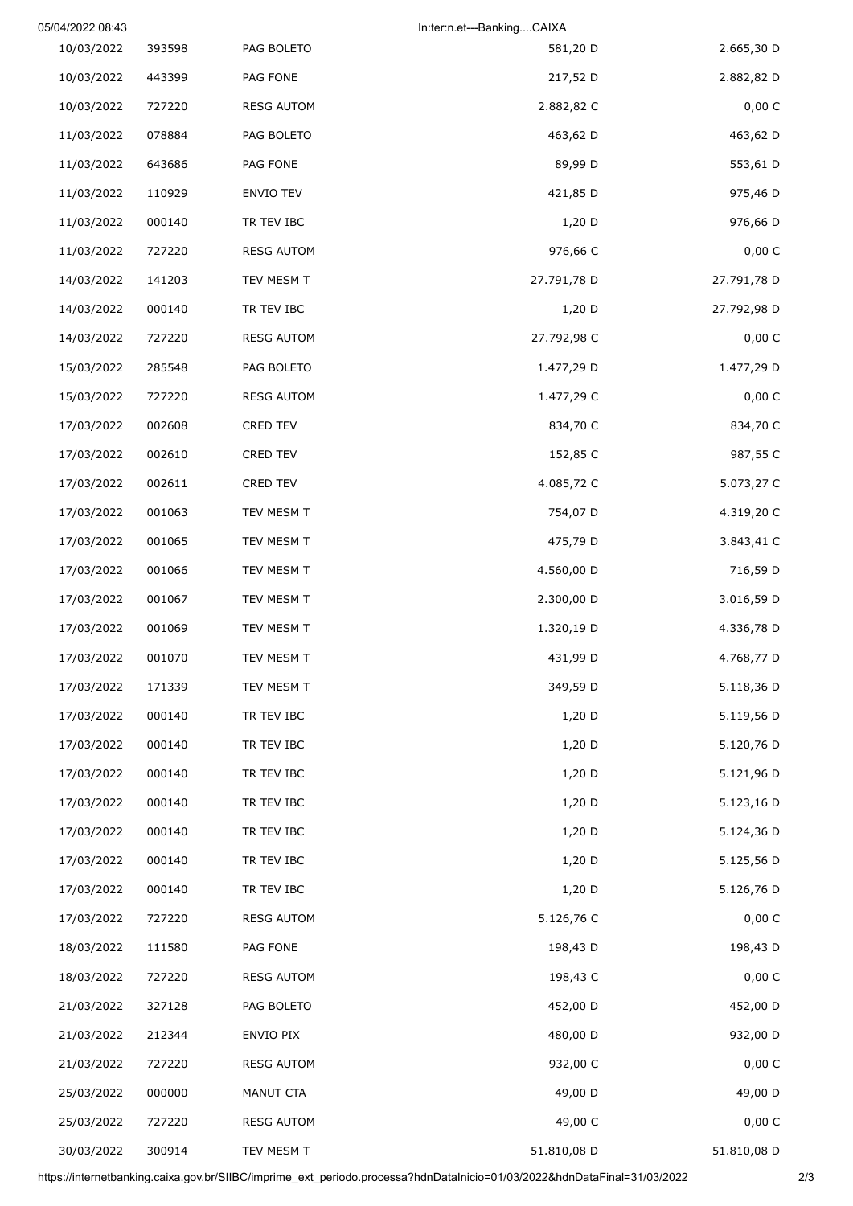| | | | | |
|---|---|---|---|---|
| 10/03/2022 | 393598 | PAG BOLETO | 581,20 D | 2.665,30 D |
| 10/03/2022 | 443399 | PAG FONE | 217,52 D | 2.882,82 D |
| 10/03/2022 | 727220 | RESG AUTOM | 2.882,82 C | 0,00 C |
| 11/03/2022 | 078884 | PAG BOLETO | 463,62 D | 463,62 D |
| 11/03/2022 | 643686 | PAG FONE | 89,99 D | 553,61 D |
| 11/03/2022 | 110929 | ENVIO TEV | 421,85 D | 975,46 D |
| 11/03/2022 | 000140 | TR TEV IBC | 1,20 D | 976,66 D |
| 11/03/2022 | 727220 | RESG AUTOM | 976,66 C | 0,00 C |
| 14/03/2022 | 141203 | TEV MESM T | 27.791,78 D | 27.791,78 D |
| 14/03/2022 | 000140 | TR TEV IBC | 1,20 D | 27.792,98 D |
| 14/03/2022 | 727220 | RESG AUTOM | 27.792,98 C | 0,00 C |
| 15/03/2022 | 285548 | PAG BOLETO | 1.477,29 D | 1.477,29 D |
| 15/03/2022 | 727220 | RESG AUTOM | 1.477,29 C | 0,00 C |
| 17/03/2022 | 002608 | CRED TEV | 834,70 C | 834,70 C |
| 17/03/2022 | 002610 | CRED TEV | 152,85 C | 987,55 C |
| 17/03/2022 | 002611 | CRED TEV | 4.085,72 C | 5.073,27 C |
| 17/03/2022 | 001063 | TEV MESM T | 754,07 D | 4.319,20 C |
| 17/03/2022 | 001065 | TEV MESM T | 475,79 D | 3.843,41 C |
| 17/03/2022 | 001066 | TEV MESM T | 4.560,00 D | 716,59 D |
| 17/03/2022 | 001067 | TEV MESM T | 2.300,00 D | 3.016,59 D |
| 17/03/2022 | 001069 | TEV MESM T | 1.320,19 D | 4.336,78 D |
| 17/03/2022 | 001070 | TEV MESM T | 431,99 D | 4.768,77 D |
| 17/03/2022 | 171339 | TEV MESM T | 349,59 D | 5.118,36 D |
| 17/03/2022 | 000140 | TR TEV IBC | 1,20 D | 5.119,56 D |
| 17/03/2022 | 000140 | TR TEV IBC | 1,20 D | 5.120,76 D |
| 17/03/2022 | 000140 | TR TEV IBC | 1,20 D | 5.121,96 D |
| 17/03/2022 | 000140 | TR TEV IBC | 1,20 D | 5.123,16 D |
| 17/03/2022 | 000140 | TR TEV IBC | 1,20 D | 5.124,36 D |
| 17/03/2022 | 000140 | TR TEV IBC | 1,20 D | 5.125,56 D |
| 17/03/2022 | 000140 | TR TEV IBC | 1,20 D | 5.126,76 D |
| 17/03/2022 | 727220 | RESG AUTOM | 5.126,76 C | 0,00 C |
| 18/03/2022 | 111580 | PAG FONE | 198,43 D | 198,43 D |
| 18/03/2022 | 727220 | RESG AUTOM | 198,43 C | 0,00 C |
| 21/03/2022 | 327128 | PAG BOLETO | 452,00 D | 452,00 D |
| 21/03/2022 | 212344 | ENVIO PIX | 480,00 D | 932,00 D |
| 21/03/2022 | 727220 | RESG AUTOM | 932,00 C | 0,00 C |
| 25/03/2022 | 000000 | MANUT CTA | 49,00 D | 49,00 D |
| 25/03/2022 | 727220 | RESG AUTOM | 49,00 C | 0,00 C |
| 30/03/2022 | 300914 | TEV MESM T | 51.810,08 D | 51.810,08 D |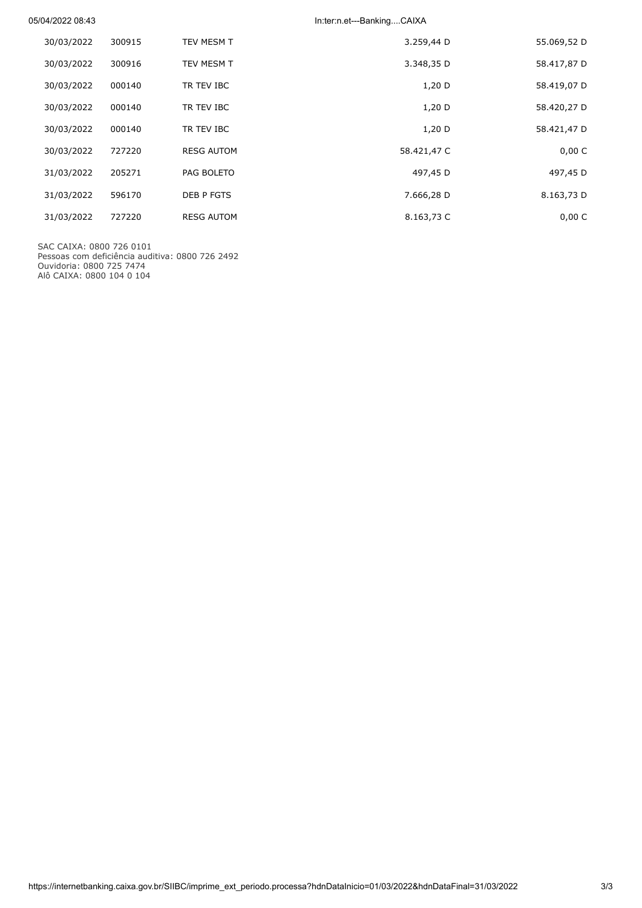| | | | | |
|---|---|---|---|---|
| 30/03/2022 | 300915 | TEV MESM T | 3.259,44 D | 55.069,52 D |
| 30/03/2022 | 300916 | TEV MESM T | 3.348,35 D | 58.417,87 D |
| 30/03/2022 | 000140 | TR TEV IBC | 1,20 D | 58.419,07 D |
| 30/03/2022 | 000140 | TR TEV IBC | 1,20 D | 58.420,27 D |
| 30/03/2022 | 000140 | TR TEV IBC | 1,20 D | 58.421,47 D |
| 30/03/2022 | 727220 | RESG AUTOM | 58.421,47 C | 0,00 C |
| 31/03/2022 | 205271 | PAG BOLETO | 497,45 D | 497,45 D |
| 31/03/2022 | 596170 | DEB P FGTS | 7.666,28 D | 8.163,73 D |
| 31/03/2022 | 727220 | RESG AUTOM | 8.163,73 C | 0,00 C |

SAC CAIXA: 0800 726 0101
Pessoas com deficiência auditiva: 0800 726 2492
Ouvidoria: 0800 725 7474
Alô CAIXA: 0800 104 0 104